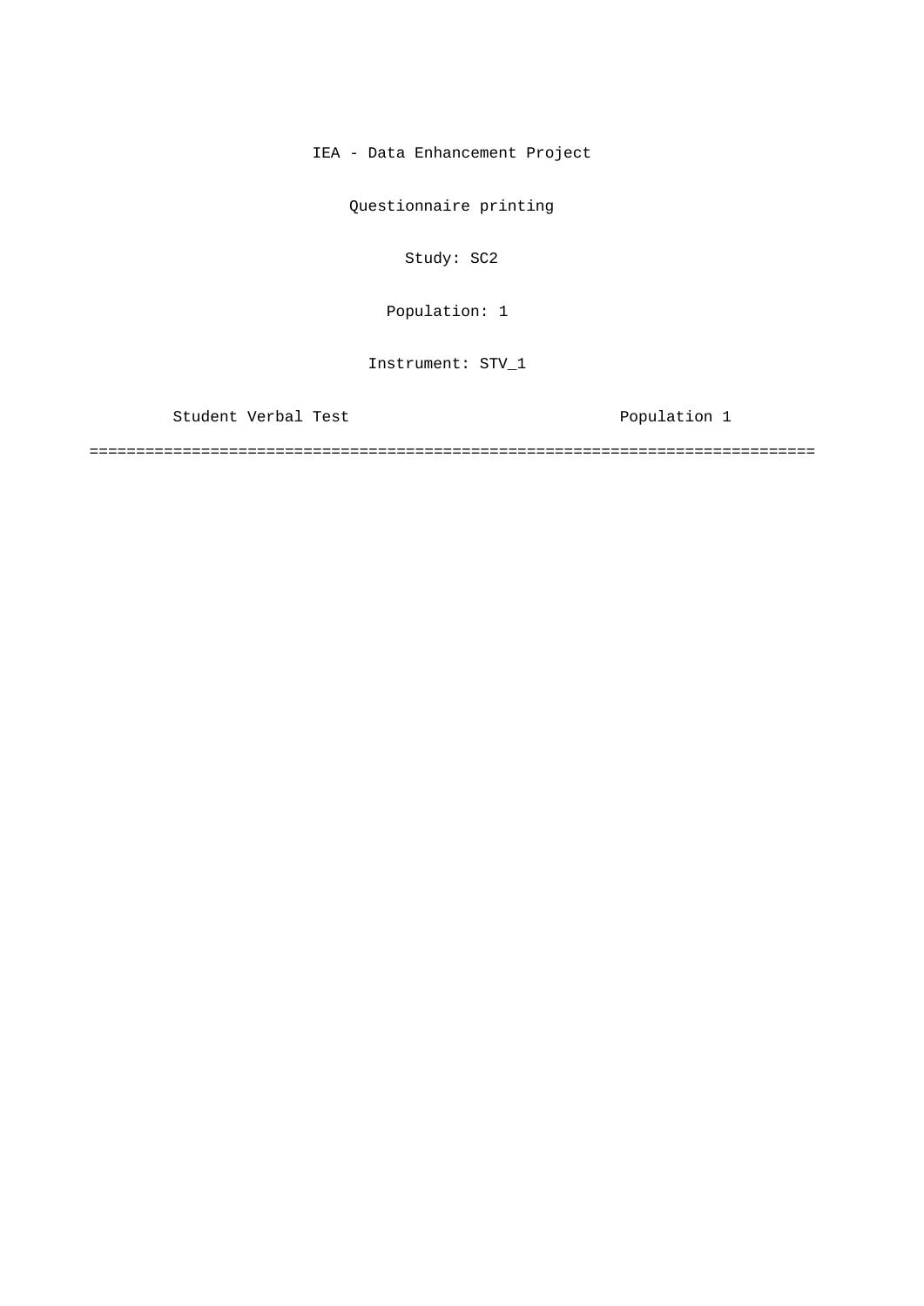IEA - Data Enhancement Project

Questionnaire printing

Study: SC2

Population: 1

Instrument: STV_1

Student Verbal Test                                        Population 1

===============================================================================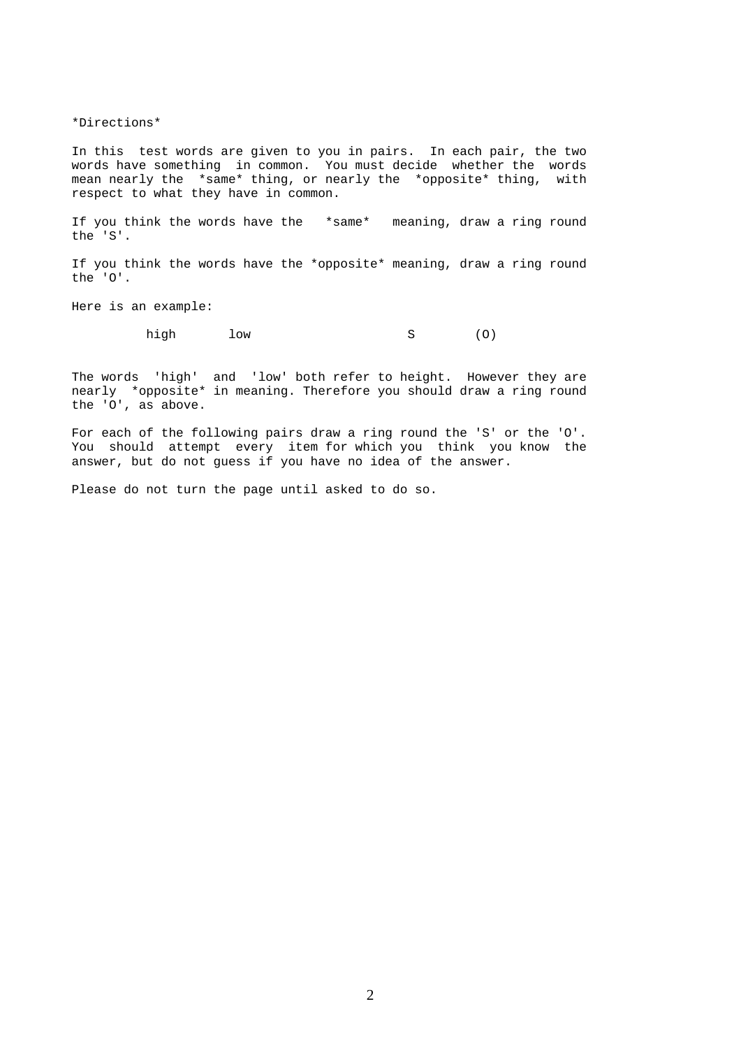*Directions*

In this test words are given to you in pairs. In each pair, the two words have something in common. You must decide whether the words mean nearly the *same* thing, or nearly the *opposite* thing, with respect to what they have in common.

If you think the words have the *same* meaning, draw a ring round the 'S'.

If you think the words have the *opposite* meaning, draw a ring round the 'O'.

Here is an example:

```
          high       low                    S        (O)
```

The words 'high' and 'low' both refer to height. However they are nearly *opposite* in meaning. Therefore you should draw a ring round the 'O', as above.

For each of the following pairs draw a ring round the 'S' or the 'O'. You should attempt every item for which you think you know the answer, but do not guess if you have no idea of the answer.

Please do not turn the page until asked to do so.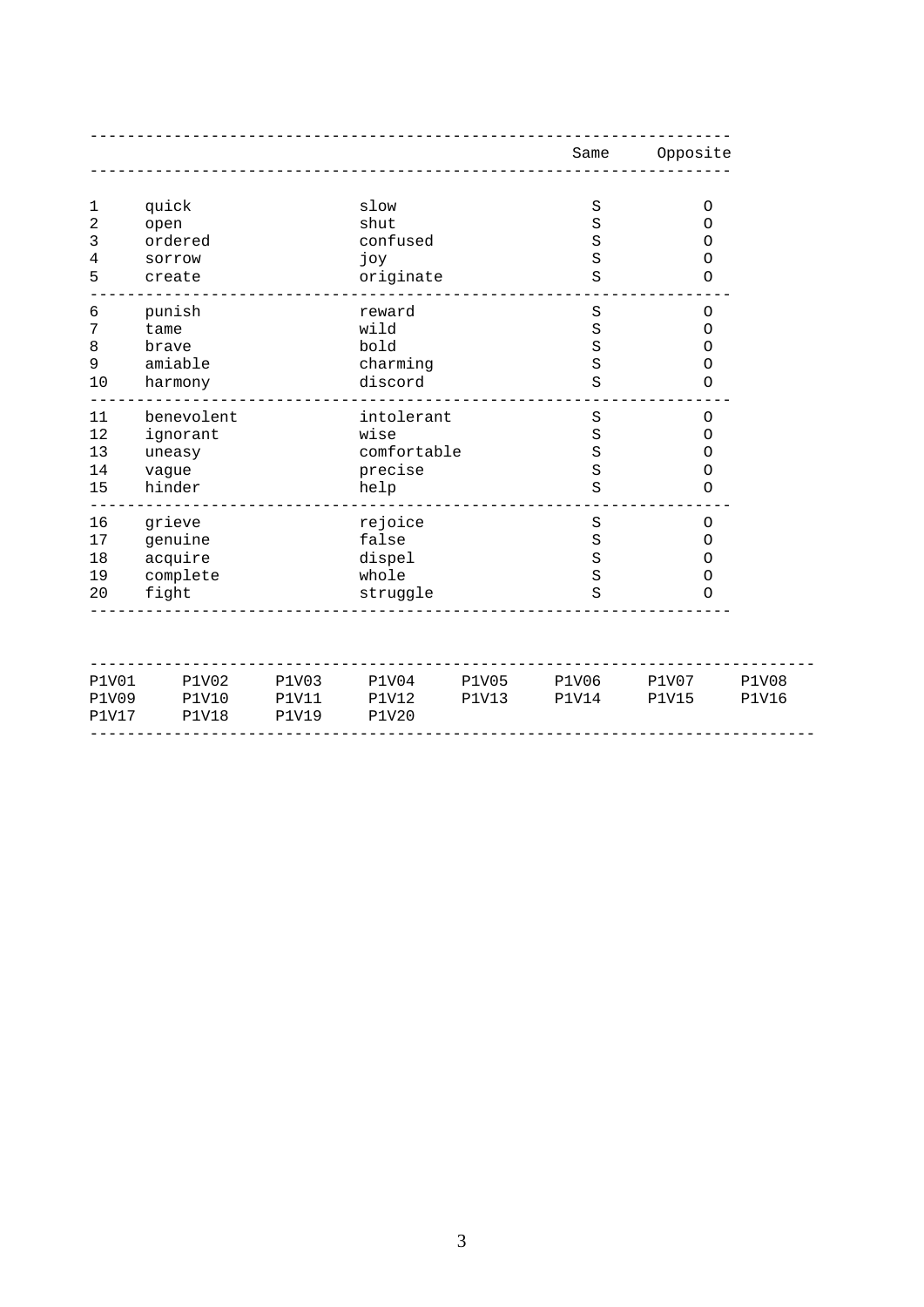| | | | Same | Opposite |
|---|---|---|---|---|
| 1 | quick | slow | S | O |
| 2 | open | shut | S | O |
| 3 | ordered | confused | S | O |
| 4 | sorrow | joy | S | O |
| 5 | create | originate | S | O |
| 6 | punish | reward | S | O |
| 7 | tame | wild | S | O |
| 8 | brave | bold | S | O |
| 9 | amiable | charming | S | O |
| 10 | harmony | discord | S | O |
| 11 | benevolent | intolerant | S | O |
| 12 | ignorant | wise | S | O |
| 13 | uneasy | comfortable | S | O |
| 14 | vague | precise | S | O |
| 15 | hinder | help | S | O |
| 16 | grieve | rejoice | S | O |
| 17 | genuine | false | S | O |
| 18 | acquire | dispel | S | O |
| 19 | complete | whole | S | O |
| 20 | fight | struggle | S | O |

```
P1V01   P1V02   P1V03   P1V04   P1V05   P1V06   P1V07   P1V08
P1V09   P1V10   P1V11   P1V12   P1V13   P1V14   P1V15   P1V16
P1V17   P1V18   P1V19   P1V20
```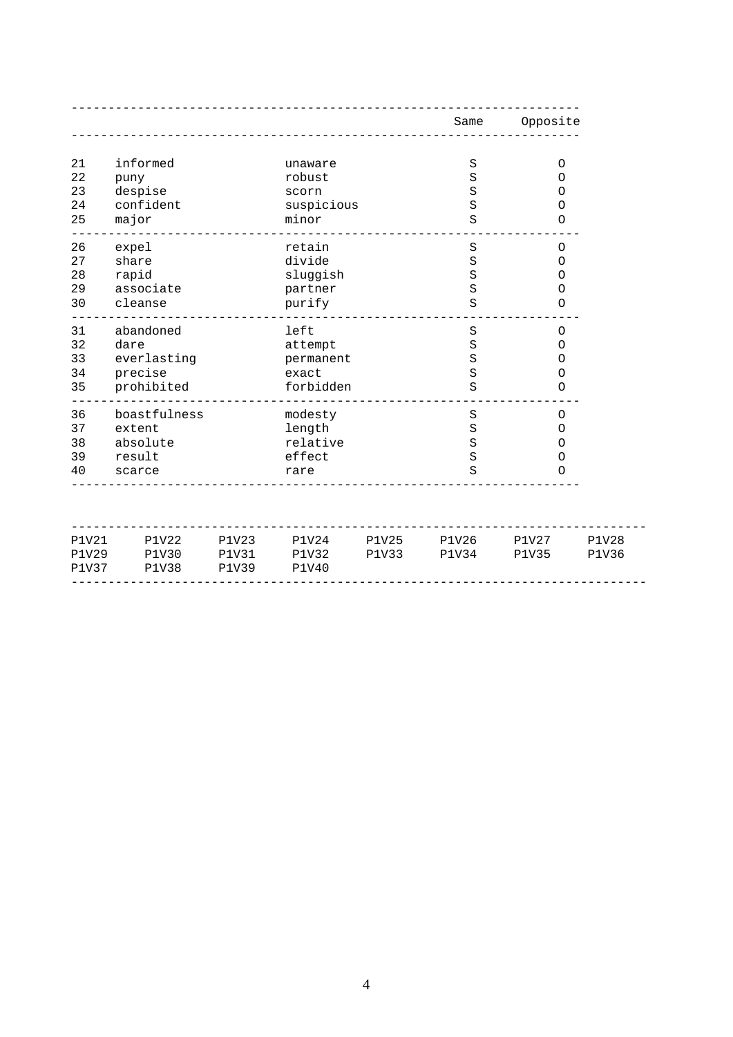| | | | Same | Opposite |
|---|---|---|---|---|
| 21 | informed | unaware | S | O |
| 22 | puny | robust | S | O |
| 23 | despise | scorn | S | O |
| 24 | confident | suspicious | S | O |
| 25 | major | minor | S | O |
| 26 | expel | retain | S | O |
| 27 | share | divide | S | O |
| 28 | rapid | sluggish | S | O |
| 29 | associate | partner | S | O |
| 30 | cleanse | purify | S | O |
| 31 | abandoned | left | S | O |
| 32 | dare | attempt | S | O |
| 33 | everlasting | permanent | S | O |
| 34 | precise | exact | S | O |
| 35 | prohibited | forbidden | S | O |
| 36 | boastfulness | modesty | S | O |
| 37 | extent | length | S | O |
| 38 | absolute | relative | S | O |
| 39 | result | effect | S | O |
| 40 | scarce | rare | S | O |

| | | | | | | | |
|---|---|---|---|---|---|---|---|
| P1V21 | P1V22 | P1V23 | P1V24 | P1V25 | P1V26 | P1V27 | P1V28 |
| P1V29 | P1V30 | P1V31 | P1V32 | P1V33 | P1V34 | P1V35 | P1V36 |
| P1V37 | P1V38 | P1V39 | P1V40 | | | | |